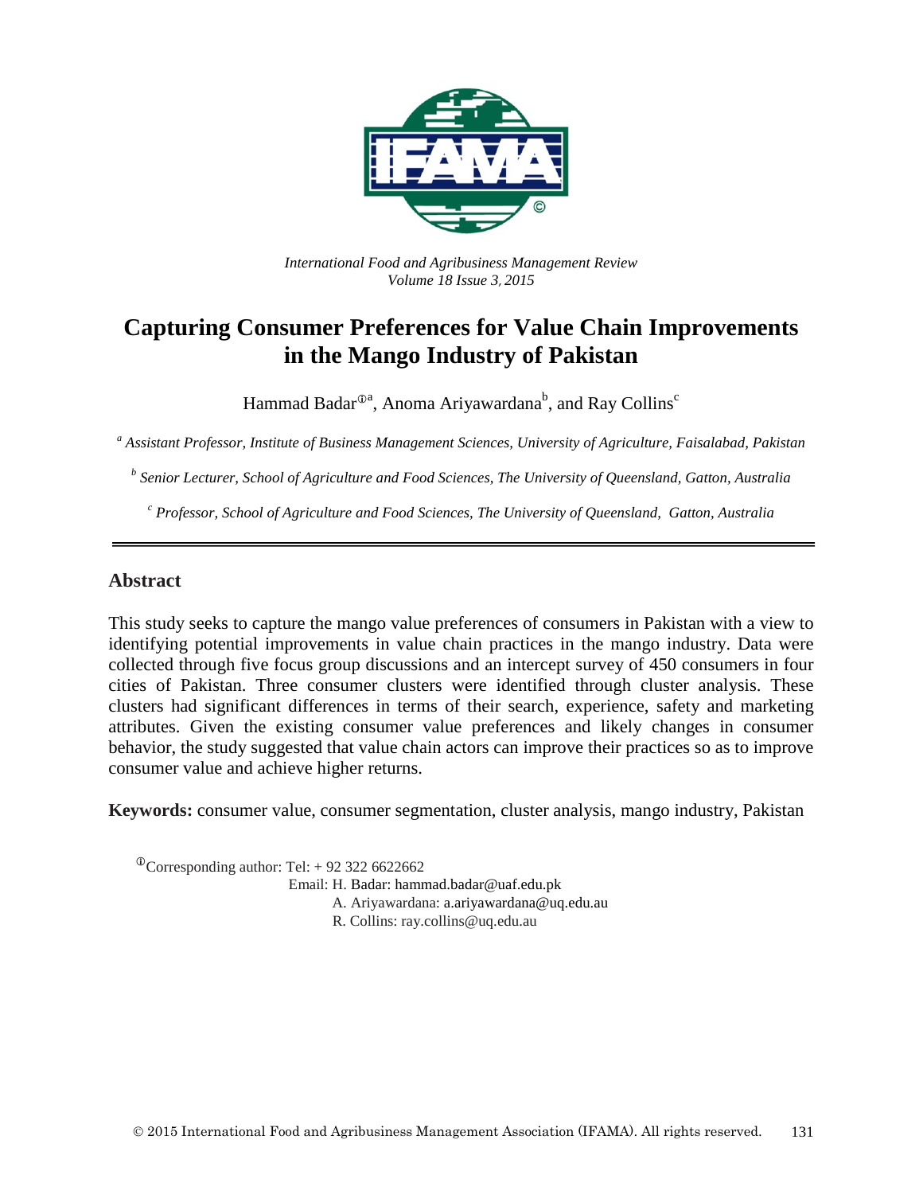*International Food and Agribusiness Management Review*
*Volume 18 Issue 3, 2015*

# Capturing Consumer Preferences for Value Chain Improvements in the Mango Industry of Pakistan

Hammad Badar[ⓘa], Anoma Ariyawardana[b], and Ray Collins[c]

[a] *Assistant Professor, Institute of Business Management Sciences, University of Agriculture, Faisalabad, Pakistan*

[b] *Senior Lecturer, School of Agriculture and Food Sciences, The University of Queensland, Gatton, Australia*

[c] *Professor, School of Agriculture and Food Sciences, The University of Queensland, Gatton, Australia*

## Abstract

This study seeks to capture the mango value preferences of consumers in Pakistan with a view to identifying potential improvements in value chain practices in the mango industry. Data were collected through five focus group discussions and an intercept survey of 450 consumers in four cities of Pakistan. Three consumer clusters were identified through cluster analysis. These clusters had significant differences in terms of their search, experience, safety and marketing attributes. Given the existing consumer value preferences and likely changes in consumer behavior, the study suggested that value chain actors can improve their practices so as to improve consumer value and achieve higher returns.

**Keywords:** consumer value, consumer segmentation, cluster analysis, mango industry, Pakistan

[ⓘ]Corresponding author: Tel: + 92 322 6622662
Email: H. Badar: hammad.badar@uaf.edu.pk
A. Ariyawardana: a.ariyawardana@uq.edu.au
R. Collins: ray.collins@uq.edu.au

© 2015 International Food and Agribusiness Management Association (IFAMA). All rights reserved.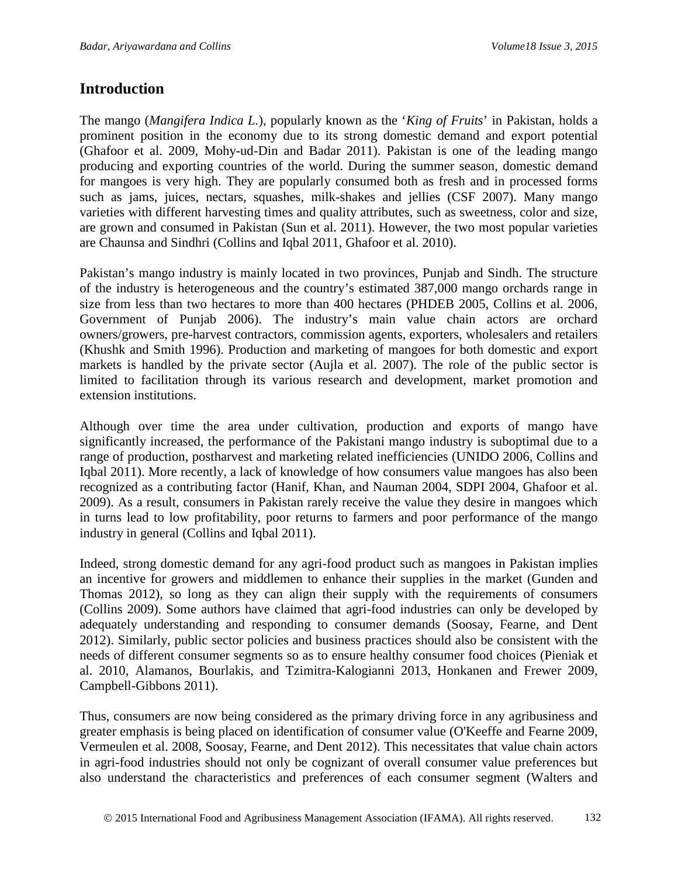## Introduction

The mango (*Mangifera Indica L.*), popularly known as the '*King of Fruits*' in Pakistan, holds a prominent position in the economy due to its strong domestic demand and export potential (Ghafoor et al. 2009, Mohy-ud-Din and Badar 2011). Pakistan is one of the leading mango producing and exporting countries of the world. During the summer season, domestic demand for mangoes is very high. They are popularly consumed both as fresh and in processed forms such as jams, juices, nectars, squashes, milk-shakes and jellies (CSF 2007). Many mango varieties with different harvesting times and quality attributes, such as sweetness, color and size, are grown and consumed in Pakistan (Sun et al. 2011). However, the two most popular varieties are Chaunsa and Sindhri (Collins and Iqbal 2011, Ghafoor et al. 2010).

Pakistan's mango industry is mainly located in two provinces, Punjab and Sindh. The structure of the industry is heterogeneous and the country's estimated 387,000 mango orchards range in size from less than two hectares to more than 400 hectares (PHDEB 2005, Collins et al. 2006, Government of Punjab 2006). The industry's main value chain actors are orchard owners/growers, pre-harvest contractors, commission agents, exporters, wholesalers and retailers (Khushk and Smith 1996). Production and marketing of mangoes for both domestic and export markets is handled by the private sector (Aujla et al. 2007). The role of the public sector is limited to facilitation through its various research and development, market promotion and extension institutions.

Although over time the area under cultivation, production and exports of mango have significantly increased, the performance of the Pakistani mango industry is suboptimal due to a range of production, postharvest and marketing related inefficiencies (UNIDO 2006, Collins and Iqbal 2011). More recently, a lack of knowledge of how consumers value mangoes has also been recognized as a contributing factor (Hanif, Khan, and Nauman 2004, SDPI 2004, Ghafoor et al. 2009). As a result, consumers in Pakistan rarely receive the value they desire in mangoes which in turns lead to low profitability, poor returns to farmers and poor performance of the mango industry in general (Collins and Iqbal 2011).

Indeed, strong domestic demand for any agri-food product such as mangoes in Pakistan implies an incentive for growers and middlemen to enhance their supplies in the market (Gunden and Thomas 2012), so long as they can align their supply with the requirements of consumers (Collins 2009). Some authors have claimed that agri-food industries can only be developed by adequately understanding and responding to consumer demands (Soosay, Fearne, and Dent 2012). Similarly, public sector policies and business practices should also be consistent with the needs of different consumer segments so as to ensure healthy consumer food choices (Pieniak et al. 2010, Alamanos, Bourlakis, and Tzimitra-Kalogianni 2013, Honkanen and Frewer 2009, Campbell-Gibbons 2011).

Thus, consumers are now being considered as the primary driving force in any agribusiness and greater emphasis is being placed on identification of consumer value (O'Keeffe and Fearne 2009, Vermeulen et al. 2008, Soosay, Fearne, and Dent 2012). This necessitates that value chain actors in agri-food industries should not only be cognizant of overall consumer value preferences but also understand the characteristics and preferences of each consumer segment (Walters and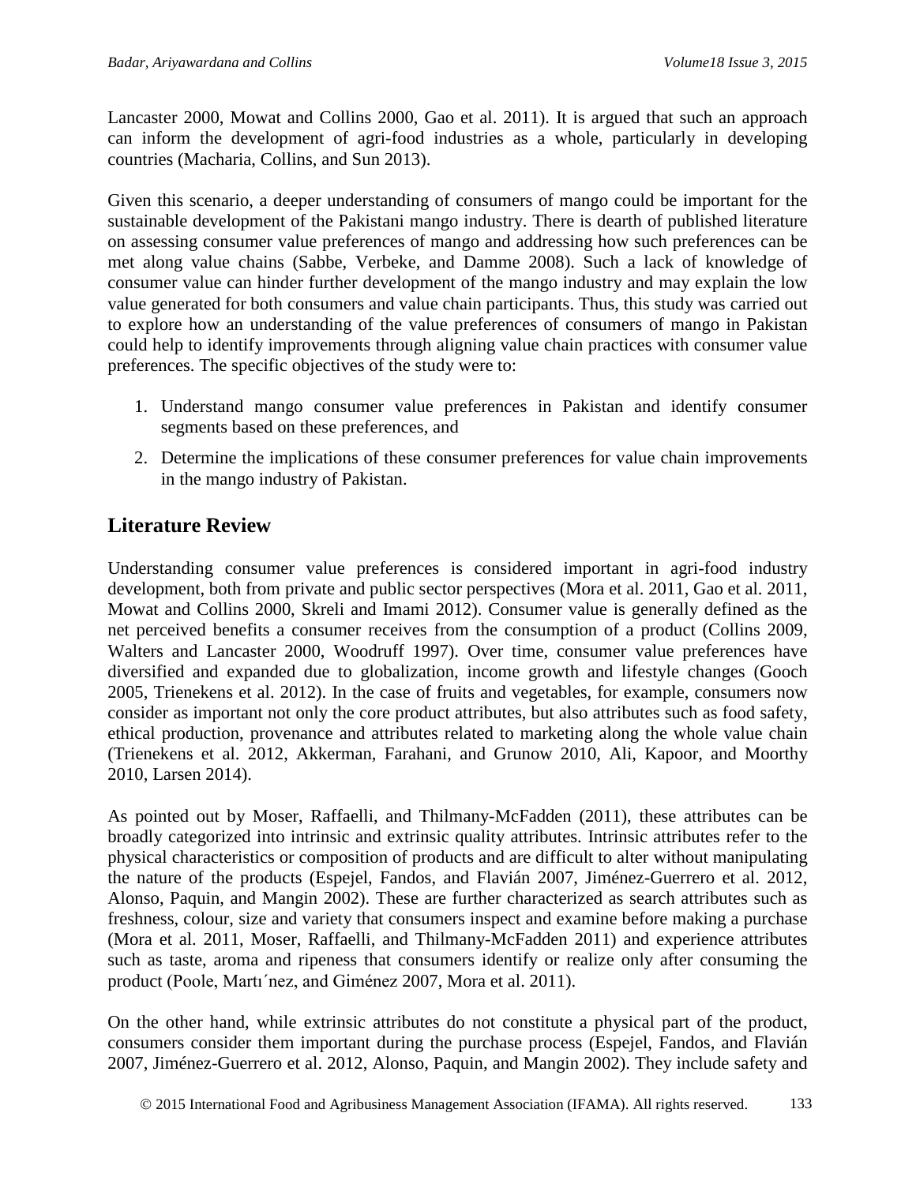Lancaster 2000, Mowat and Collins 2000, Gao et al. 2011). It is argued that such an approach can inform the development of agri-food industries as a whole, particularly in developing countries (Macharia, Collins, and Sun 2013).

Given this scenario, a deeper understanding of consumers of mango could be important for the sustainable development of the Pakistani mango industry. There is dearth of published literature on assessing consumer value preferences of mango and addressing how such preferences can be met along value chains (Sabbe, Verbeke, and Damme 2008). Such a lack of knowledge of consumer value can hinder further development of the mango industry and may explain the low value generated for both consumers and value chain participants. Thus, this study was carried out to explore how an understanding of the value preferences of consumers of mango in Pakistan could help to identify improvements through aligning value chain practices with consumer value preferences. The specific objectives of the study were to:

1. Understand mango consumer value preferences in Pakistan and identify consumer segments based on these preferences, and
2. Determine the implications of these consumer preferences for value chain improvements in the mango industry of Pakistan.

## Literature Review

Understanding consumer value preferences is considered important in agri-food industry development, both from private and public sector perspectives (Mora et al. 2011, Gao et al. 2011, Mowat and Collins 2000, Skreli and Imami 2012). Consumer value is generally defined as the net perceived benefits a consumer receives from the consumption of a product (Collins 2009, Walters and Lancaster 2000, Woodruff 1997). Over time, consumer value preferences have diversified and expanded due to globalization, income growth and lifestyle changes (Gooch 2005, Trienekens et al. 2012). In the case of fruits and vegetables, for example, consumers now consider as important not only the core product attributes, but also attributes such as food safety, ethical production, provenance and attributes related to marketing along the whole value chain (Trienekens et al. 2012, Akkerman, Farahani, and Grunow 2010, Ali, Kapoor, and Moorthy 2010, Larsen 2014).

As pointed out by Moser, Raffaelli, and Thilmany-McFadden (2011), these attributes can be broadly categorized into intrinsic and extrinsic quality attributes. Intrinsic attributes refer to the physical characteristics or composition of products and are difficult to alter without manipulating the nature of the products (Espejel, Fandos, and Flavián 2007, Jiménez-Guerrero et al. 2012, Alonso, Paquin, and Mangin 2002). These are further characterized as search attributes such as freshness, colour, size and variety that consumers inspect and examine before making a purchase (Mora et al. 2011, Moser, Raffaelli, and Thilmany-McFadden 2011) and experience attributes such as taste, aroma and ripeness that consumers identify or realize only after consuming the product (Poole, Martı´nez, and Giménez 2007, Mora et al. 2011).

On the other hand, while extrinsic attributes do not constitute a physical part of the product, consumers consider them important during the purchase process (Espejel, Fandos, and Flavián 2007, Jiménez-Guerrero et al. 2012, Alonso, Paquin, and Mangin 2002). They include safety and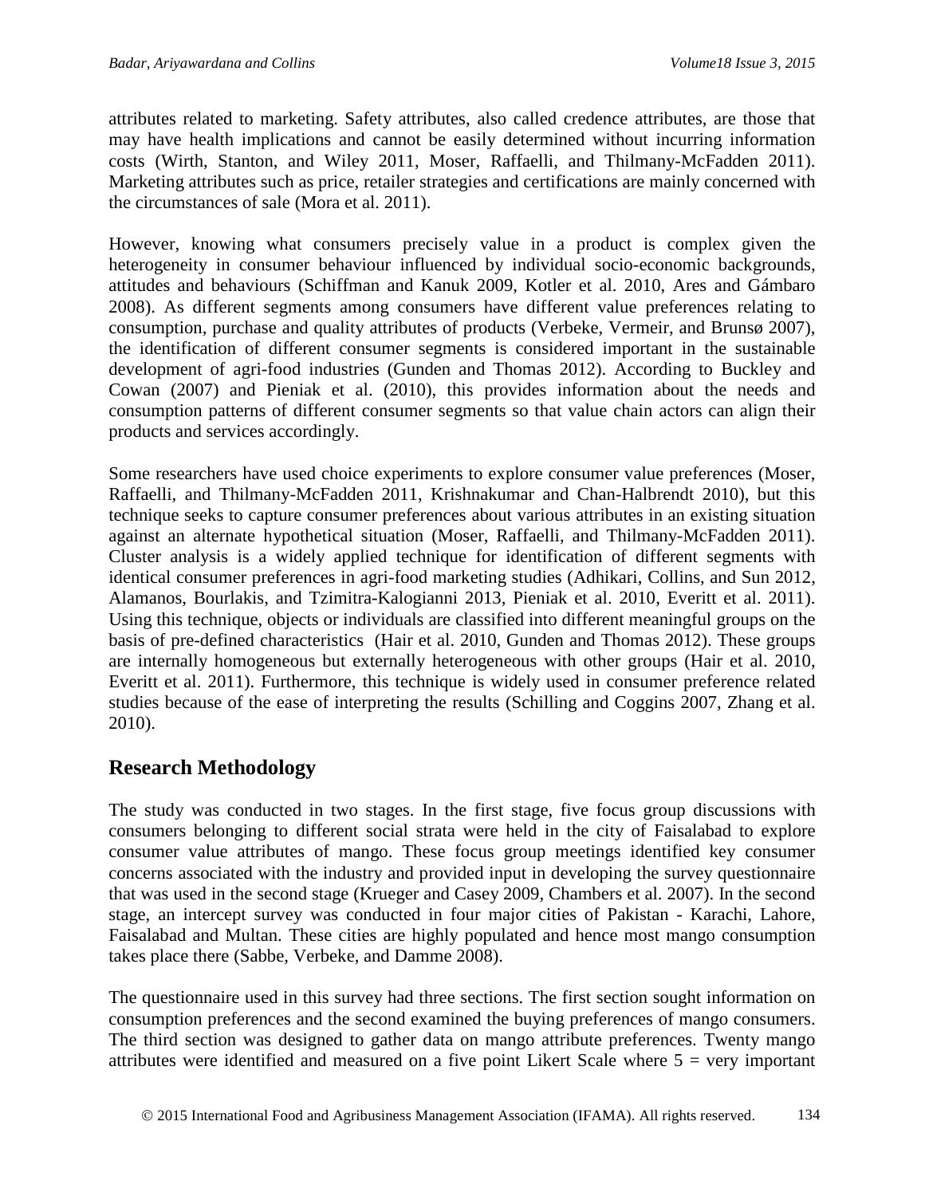attributes related to marketing. Safety attributes, also called credence attributes, are those that may have health implications and cannot be easily determined without incurring information costs (Wirth, Stanton, and Wiley 2011, Moser, Raffaelli, and Thilmany-McFadden 2011). Marketing attributes such as price, retailer strategies and certifications are mainly concerned with the circumstances of sale (Mora et al. 2011).

However, knowing what consumers precisely value in a product is complex given the heterogeneity in consumer behaviour influenced by individual socio-economic backgrounds, attitudes and behaviours (Schiffman and Kanuk 2009, Kotler et al. 2010, Ares and Gámbaro 2008). As different segments among consumers have different value preferences relating to consumption, purchase and quality attributes of products (Verbeke, Vermeir, and Brunsø 2007), the identification of different consumer segments is considered important in the sustainable development of agri-food industries (Gunden and Thomas 2012). According to Buckley and Cowan (2007) and Pieniak et al. (2010), this provides information about the needs and consumption patterns of different consumer segments so that value chain actors can align their products and services accordingly.

Some researchers have used choice experiments to explore consumer value preferences (Moser, Raffaelli, and Thilmany-McFadden 2011, Krishnakumar and Chan-Halbrendt 2010), but this technique seeks to capture consumer preferences about various attributes in an existing situation against an alternate hypothetical situation (Moser, Raffaelli, and Thilmany-McFadden 2011). Cluster analysis is a widely applied technique for identification of different segments with identical consumer preferences in agri-food marketing studies (Adhikari, Collins, and Sun 2012, Alamanos, Bourlakis, and Tzimitra-Kalogianni 2013, Pieniak et al. 2010, Everitt et al. 2011). Using this technique, objects or individuals are classified into different meaningful groups on the basis of pre-defined characteristics (Hair et al. 2010, Gunden and Thomas 2012). These groups are internally homogeneous but externally heterogeneous with other groups (Hair et al. 2010, Everitt et al. 2011). Furthermore, this technique is widely used in consumer preference related studies because of the ease of interpreting the results (Schilling and Coggins 2007, Zhang et al. 2010).

## Research Methodology

The study was conducted in two stages. In the first stage, five focus group discussions with consumers belonging to different social strata were held in the city of Faisalabad to explore consumer value attributes of mango. These focus group meetings identified key consumer concerns associated with the industry and provided input in developing the survey questionnaire that was used in the second stage (Krueger and Casey 2009, Chambers et al. 2007). In the second stage, an intercept survey was conducted in four major cities of Pakistan - Karachi, Lahore, Faisalabad and Multan. These cities are highly populated and hence most mango consumption takes place there (Sabbe, Verbeke, and Damme 2008).

The questionnaire used in this survey had three sections. The first section sought information on consumption preferences and the second examined the buying preferences of mango consumers. The third section was designed to gather data on mango attribute preferences. Twenty mango attributes were identified and measured on a five point Likert Scale where 5 = very important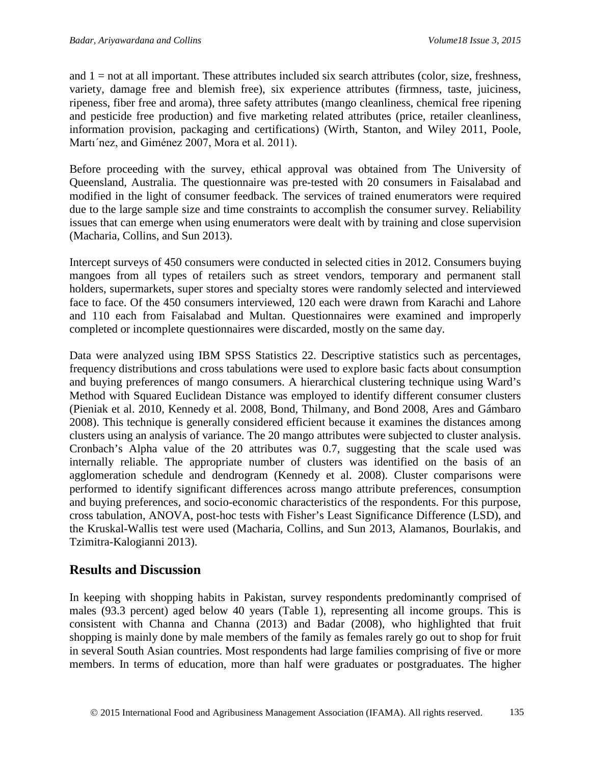and 1 = not at all important. These attributes included six search attributes (color, size, freshness, variety, damage free and blemish free), six experience attributes (firmness, taste, juiciness, ripeness, fiber free and aroma), three safety attributes (mango cleanliness, chemical free ripening and pesticide free production) and five marketing related attributes (price, retailer cleanliness, information provision, packaging and certifications) (Wirth, Stanton, and Wiley 2011, Poole, Martı´nez, and Giménez 2007, Mora et al. 2011).

Before proceeding with the survey, ethical approval was obtained from The University of Queensland, Australia. The questionnaire was pre-tested with 20 consumers in Faisalabad and modified in the light of consumer feedback. The services of trained enumerators were required due to the large sample size and time constraints to accomplish the consumer survey. Reliability issues that can emerge when using enumerators were dealt with by training and close supervision (Macharia, Collins, and Sun 2013).

Intercept surveys of 450 consumers were conducted in selected cities in 2012. Consumers buying mangoes from all types of retailers such as street vendors, temporary and permanent stall holders, supermarkets, super stores and specialty stores were randomly selected and interviewed face to face. Of the 450 consumers interviewed, 120 each were drawn from Karachi and Lahore and 110 each from Faisalabad and Multan. Questionnaires were examined and improperly completed or incomplete questionnaires were discarded, mostly on the same day.

Data were analyzed using IBM SPSS Statistics 22. Descriptive statistics such as percentages, frequency distributions and cross tabulations were used to explore basic facts about consumption and buying preferences of mango consumers. A hierarchical clustering technique using Ward's Method with Squared Euclidean Distance was employed to identify different consumer clusters (Pieniak et al. 2010, Kennedy et al. 2008, Bond, Thilmany, and Bond 2008, Ares and Gámbaro 2008). This technique is generally considered efficient because it examines the distances among clusters using an analysis of variance. The 20 mango attributes were subjected to cluster analysis. Cronbach's Alpha value of the 20 attributes was 0.7, suggesting that the scale used was internally reliable. The appropriate number of clusters was identified on the basis of an agglomeration schedule and dendrogram (Kennedy et al. 2008). Cluster comparisons were performed to identify significant differences across mango attribute preferences, consumption and buying preferences, and socio-economic characteristics of the respondents. For this purpose, cross tabulation, ANOVA, post-hoc tests with Fisher's Least Significance Difference (LSD), and the Kruskal-Wallis test were used (Macharia, Collins, and Sun 2013, Alamanos, Bourlakis, and Tzimitra-Kalogianni 2013).

## Results and Discussion

In keeping with shopping habits in Pakistan, survey respondents predominantly comprised of males (93.3 percent) aged below 40 years (Table 1), representing all income groups. This is consistent with Channa and Channa (2013) and Badar (2008), who highlighted that fruit shopping is mainly done by male members of the family as females rarely go out to shop for fruit in several South Asian countries. Most respondents had large families comprising of five or more members. In terms of education, more than half were graduates or postgraduates. The higher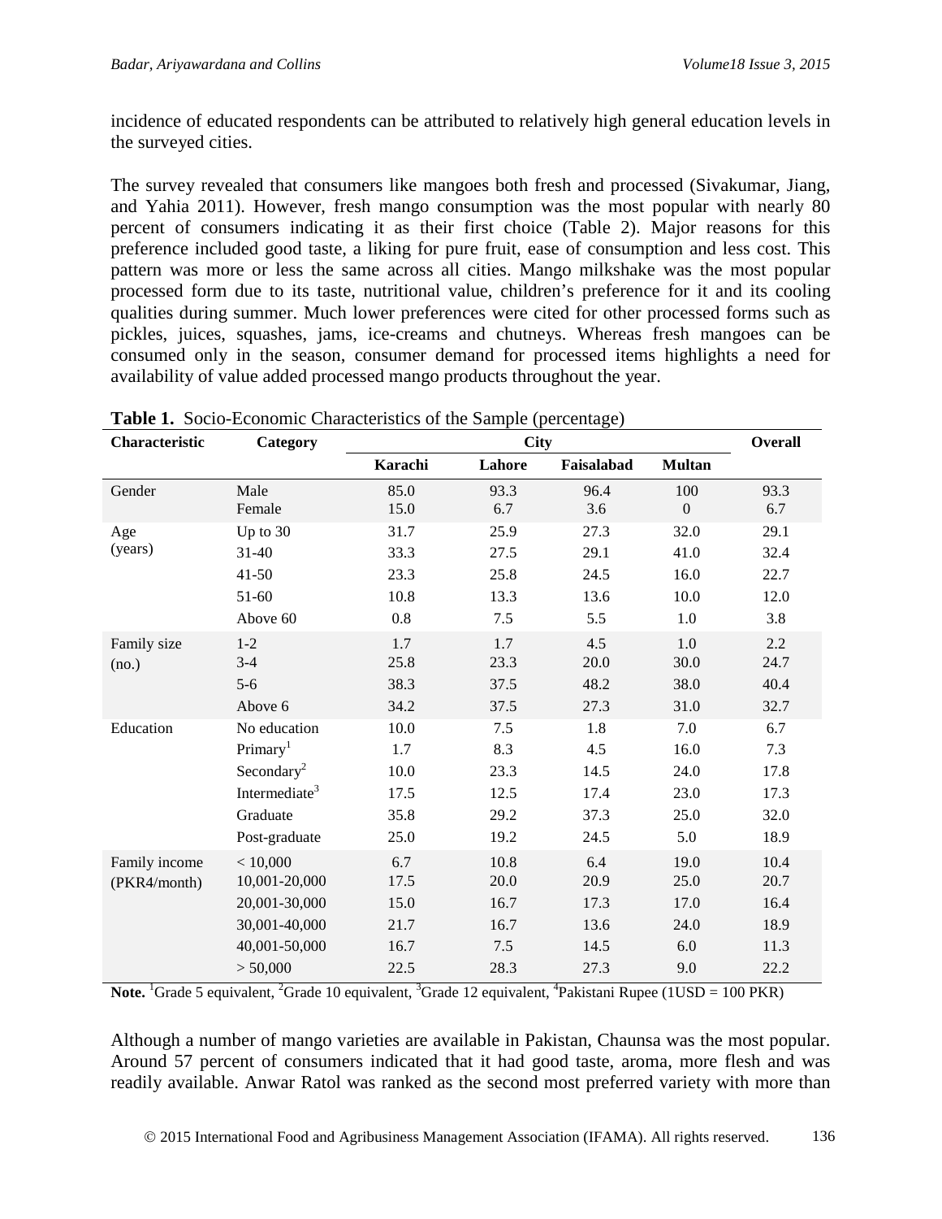incidence of educated respondents can be attributed to relatively high general education levels in the surveyed cities.

The survey revealed that consumers like mangoes both fresh and processed (Sivakumar, Jiang, and Yahia 2011). However, fresh mango consumption was the most popular with nearly 80 percent of consumers indicating it as their first choice (Table 2). Major reasons for this preference included good taste, a liking for pure fruit, ease of consumption and less cost. This pattern was more or less the same across all cities. Mango milkshake was the most popular processed form due to its taste, nutritional value, children's preference for it and its cooling qualities during summer. Much lower preferences were cited for other processed forms such as pickles, juices, squashes, jams, ice-creams and chutneys. Whereas fresh mangoes can be consumed only in the season, consumer demand for processed items highlights a need for availability of value added processed mango products throughout the year.

**Table 1.** Socio-Economic Characteristics of the Sample (percentage)

| Characteristic | Category | City | | | | Overall |
|---|---|---|---|---|---|---|
| | | Karachi | Lahore | Faisalabad | Multan | |
| Gender | Male | 85.0 | 93.3 | 96.4 | 100 | 93.3 |
| | Female | 15.0 | 6.7 | 3.6 | 0 | 6.7 |
| Age (years) | Up to 30 | 31.7 | 25.9 | 27.3 | 32.0 | 29.1 |
| | 31-40 | 33.3 | 27.5 | 29.1 | 41.0 | 32.4 |
| | 41-50 | 23.3 | 25.8 | 24.5 | 16.0 | 22.7 |
| | 51-60 | 10.8 | 13.3 | 13.6 | 10.0 | 12.0 |
| | Above 60 | 0.8 | 7.5 | 5.5 | 1.0 | 3.8 |
| Family size (no.) | 1-2 | 1.7 | 1.7 | 4.5 | 1.0 | 2.2 |
| | 3-4 | 25.8 | 23.3 | 20.0 | 30.0 | 24.7 |
| | 5-6 | 38.3 | 37.5 | 48.2 | 38.0 | 40.4 |
| | Above 6 | 34.2 | 37.5 | 27.3 | 31.0 | 32.7 |
| Education | No education | 10.0 | 7.5 | 1.8 | 7.0 | 6.7 |
| | Primary[1] | 1.7 | 8.3 | 4.5 | 16.0 | 7.3 |
| | Secondary[2] | 10.0 | 23.3 | 14.5 | 24.0 | 17.8 |
| | Intermediate[3] | 17.5 | 12.5 | 17.4 | 23.0 | 17.3 |
| | Graduate | 35.8 | 29.2 | 37.3 | 25.0 | 32.0 |
| | Post-graduate | 25.0 | 19.2 | 24.5 | 5.0 | 18.9 |
| Family income (PKR4/month) | < 10,000 | 6.7 | 10.8 | 6.4 | 19.0 | 10.4 |
| | 10,001-20,000 | 17.5 | 20.0 | 20.9 | 25.0 | 20.7 |
| | 20,001-30,000 | 15.0 | 16.7 | 17.3 | 17.0 | 16.4 |
| | 30,001-40,000 | 21.7 | 16.7 | 13.6 | 24.0 | 18.9 |
| | 40,001-50,000 | 16.7 | 7.5 | 14.5 | 6.0 | 11.3 |
| | > 50,000 | 22.5 | 28.3 | 27.3 | 9.0 | 22.2 |

**Note.** [1]Grade 5 equivalent, [2]Grade 10 equivalent, [3]Grade 12 equivalent, [4]Pakistani Rupee (1USD = 100 PKR)

Although a number of mango varieties are available in Pakistan, Chaunsa was the most popular. Around 57 percent of consumers indicated that it had good taste, aroma, more flesh and was readily available. Anwar Ratol was ranked as the second most preferred variety with more than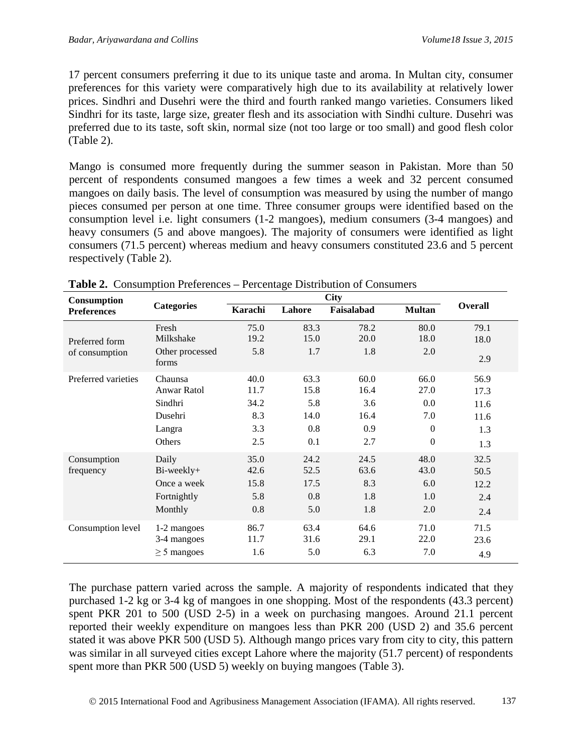17 percent consumers preferring it due to its unique taste and aroma. In Multan city, consumer preferences for this variety were comparatively high due to its availability at relatively lower prices. Sindhri and Dusehri were the third and fourth ranked mango varieties. Consumers liked Sindhri for its taste, large size, greater flesh and its association with Sindhi culture. Dusehri was preferred due to its taste, soft skin, normal size (not too large or too small) and good flesh color (Table 2).

Mango is consumed more frequently during the summer season in Pakistan. More than 50 percent of respondents consumed mangoes a few times a week and 32 percent consumed mangoes on daily basis. The level of consumption was measured by using the number of mango pieces consumed per person at one time. Three consumer groups were identified based on the consumption level i.e. light consumers (1-2 mangoes), medium consumers (3-4 mangoes) and heavy consumers (5 and above mangoes). The majority of consumers were identified as light consumers (71.5 percent) whereas medium and heavy consumers constituted 23.6 and 5 percent respectively (Table 2).

**Table 2.** Consumption Preferences – Percentage Distribution of Consumers

| Consumption Preferences | Categories | City | | | | Overall |
|---|---|---|---|---|---|---|
| | | Karachi | Lahore | Faisalabad | Multan | |
| Preferred form of consumption | Fresh | 75.0 | 83.3 | 78.2 | 80.0 | 79.1 |
| | Milkshake | 19.2 | 15.0 | 20.0 | 18.0 | 18.0 |
| | Other processed forms | 5.8 | 1.7 | 1.8 | 2.0 | 2.9 |
| Preferred varieties | Chaunsa | 40.0 | 63.3 | 60.0 | 66.0 | 56.9 |
| | Anwar Ratol | 11.7 | 15.8 | 16.4 | 27.0 | 17.3 |
| | Sindhri | 34.2 | 5.8 | 3.6 | 0.0 | 11.6 |
| | Dusehri | 8.3 | 14.0 | 16.4 | 7.0 | 11.6 |
| | Langra | 3.3 | 0.8 | 0.9 | 0 | 1.3 |
| | Others | 2.5 | 0.1 | 2.7 | 0 | 1.3 |
| Consumption frequency | Daily | 35.0 | 24.2 | 24.5 | 48.0 | 32.5 |
| | Bi-weekly+ | 42.6 | 52.5 | 63.6 | 43.0 | 50.5 |
| | Once a week | 15.8 | 17.5 | 8.3 | 6.0 | 12.2 |
| | Fortnightly | 5.8 | 0.8 | 1.8 | 1.0 | 2.4 |
| | Monthly | 0.8 | 5.0 | 1.8 | 2.0 | 2.4 |
| Consumption level | 1-2 mangoes | 86.7 | 63.4 | 64.6 | 71.0 | 71.5 |
| | 3-4 mangoes | 11.7 | 31.6 | 29.1 | 22.0 | 23.6 |
| | ≥ 5 mangoes | 1.6 | 5.0 | 6.3 | 7.0 | 4.9 |

The purchase pattern varied across the sample. A majority of respondents indicated that they purchased 1-2 kg or 3-4 kg of mangoes in one shopping. Most of the respondents (43.3 percent) spent PKR 201 to 500 (USD 2-5) in a week on purchasing mangoes. Around 21.1 percent reported their weekly expenditure on mangoes less than PKR 200 (USD 2) and 35.6 percent stated it was above PKR 500 (USD 5). Although mango prices vary from city to city, this pattern was similar in all surveyed cities except Lahore where the majority (51.7 percent) of respondents spent more than PKR 500 (USD 5) weekly on buying mangoes (Table 3).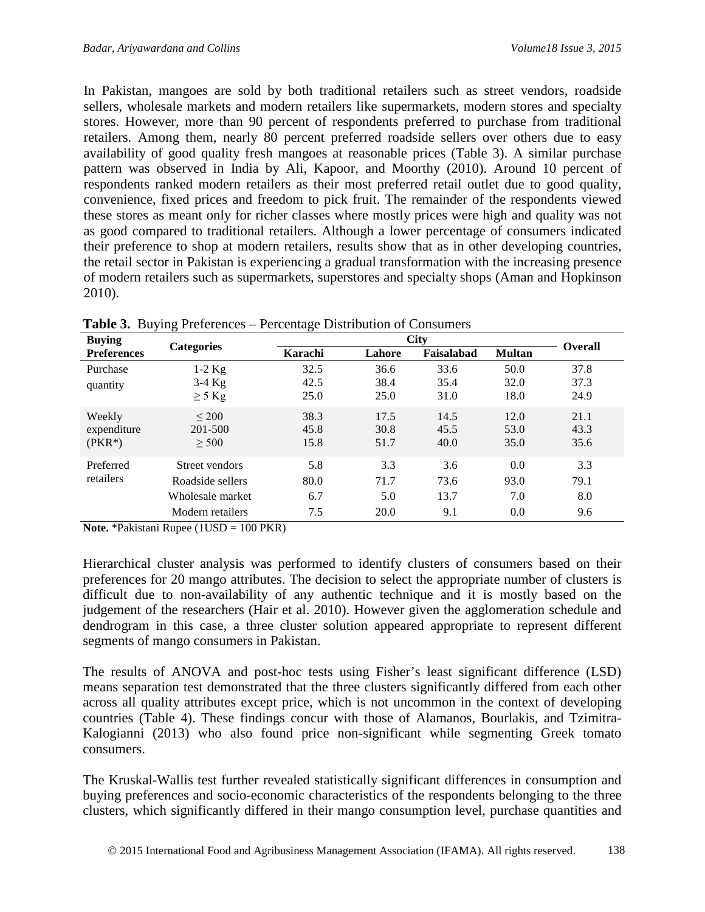In Pakistan, mangoes are sold by both traditional retailers such as street vendors, roadside sellers, wholesale markets and modern retailers like supermarkets, modern stores and specialty stores. However, more than 90 percent of respondents preferred to purchase from traditional retailers. Among them, nearly 80 percent preferred roadside sellers over others due to easy availability of good quality fresh mangoes at reasonable prices (Table 3). A similar purchase pattern was observed in India by Ali, Kapoor, and Moorthy (2010). Around 10 percent of respondents ranked modern retailers as their most preferred retail outlet due to good quality, convenience, fixed prices and freedom to pick fruit. The remainder of the respondents viewed these stores as meant only for richer classes where mostly prices were high and quality was not as good compared to traditional retailers. Although a lower percentage of consumers indicated their preference to shop at modern retailers, results show that as in other developing countries, the retail sector in Pakistan is experiencing a gradual transformation with the increasing presence of modern retailers such as supermarkets, superstores and specialty shops (Aman and Hopkinson 2010).

**Table 3.** Buying Preferences – Percentage Distribution of Consumers

| Buying Preferences | Categories | City | | | | Overall |
|---|---|---|---|---|---|---|
| | | Karachi | Lahore | Faisalabad | Multan | |
| Purchase quantity | 1-2 Kg | 32.5 | 36.6 | 33.6 | 50.0 | 37.8 |
| | 3-4 Kg | 42.5 | 38.4 | 35.4 | 32.0 | 37.3 |
| | ≥ 5 Kg | 25.0 | 25.0 | 31.0 | 18.0 | 24.9 |
| Weekly expenditure (PKR*) | ≤ 200 | 38.3 | 17.5 | 14.5 | 12.0 | 21.1 |
| | 201-500 | 45.8 | 30.8 | 45.5 | 53.0 | 43.3 |
| | ≥ 500 | 15.8 | 51.7 | 40.0 | 35.0 | 35.6 |
| Preferred retailers | Street vendors | 5.8 | 3.3 | 3.6 | 0.0 | 3.3 |
| | Roadside sellers | 80.0 | 71.7 | 73.6 | 93.0 | 79.1 |
| | Wholesale market | 6.7 | 5.0 | 13.7 | 7.0 | 8.0 |
| | Modern retailers | 7.5 | 20.0 | 9.1 | 0.0 | 9.6 |

**Note.** *Pakistani Rupee (1USD = 100 PKR)

Hierarchical cluster analysis was performed to identify clusters of consumers based on their preferences for 20 mango attributes. The decision to select the appropriate number of clusters is difficult due to non-availability of any authentic technique and it is mostly based on the judgement of the researchers (Hair et al. 2010). However given the agglomeration schedule and dendrogram in this case, a three cluster solution appeared appropriate to represent different segments of mango consumers in Pakistan.

The results of ANOVA and post-hoc tests using Fisher's least significant difference (LSD) means separation test demonstrated that the three clusters significantly differed from each other across all quality attributes except price, which is not uncommon in the context of developing countries (Table 4). These findings concur with those of Alamanos, Bourlakis, and Tzimitra-Kalogianni (2013) who also found price non-significant while segmenting Greek tomato consumers.

The Kruskal-Wallis test further revealed statistically significant differences in consumption and buying preferences and socio-economic characteristics of the respondents belonging to the three clusters, which significantly differed in their mango consumption level, purchase quantities and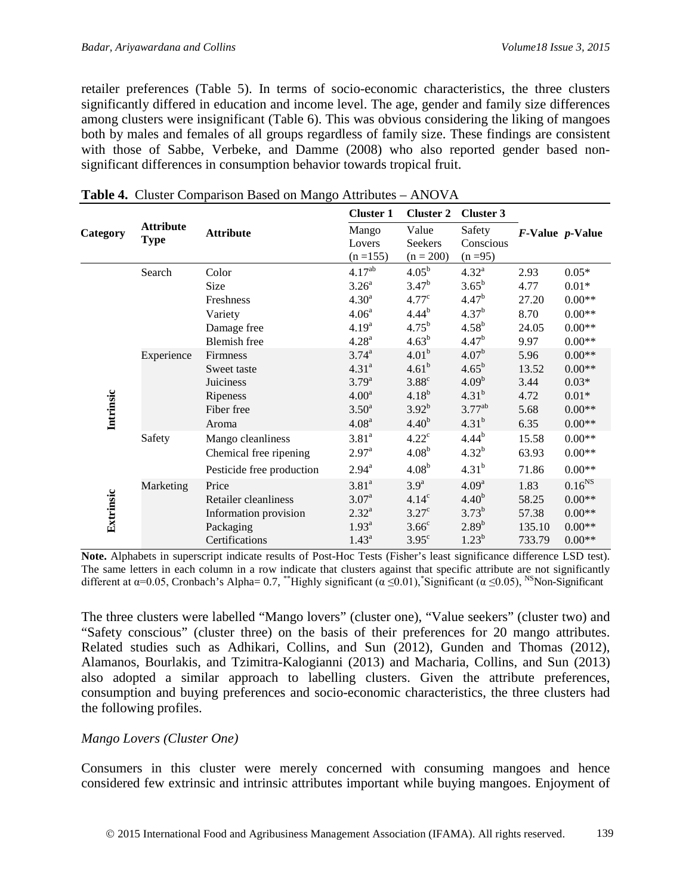retailer preferences (Table 5). In terms of socio-economic characteristics, the three clusters significantly differed in education and income level. The age, gender and family size differences among clusters were insignificant (Table 6). This was obvious considering the liking of mangoes both by males and females of all groups regardless of family size. These findings are consistent with those of Sabbe, Verbeke, and Damme (2008) who also reported gender based non-significant differences in consumption behavior towards tropical fruit.

**Table 4.** Cluster Comparison Based on Mango Attributes – ANOVA

| Category | Attribute Type | Attribute | Cluster 1 Mango Lovers (n =155) | Cluster 2 Value Seekers (n = 200) | Cluster 3 Safety Conscious (n =95) | *F*-Value | *p*-Value |
|---|---|---|---|---|---|---|---|
| Intrinsic | Search | Color | $4.17^{ab}$ | $4.05^{b}$ | $4.32^{a}$ | 2.93 | 0.05* |
| | | Size | $3.26^{a}$ | $3.47^{b}$ | $3.65^{b}$ | 4.77 | 0.01* |
| | | Freshness | $4.30^{a}$ | $4.77^{c}$ | $4.47^{b}$ | 27.20 | 0.00** |
| | | Variety | $4.06^{a}$ | $4.44^{b}$ | $4.37^{b}$ | 8.70 | 0.00** |
| | | Damage free | $4.19^{a}$ | $4.75^{b}$ | $4.58^{b}$ | 24.05 | 0.00** |
| | | Blemish free | $4.28^{a}$ | $4.63^{b}$ | $4.47^{b}$ | 9.97 | 0.00** |
| | Experience | Firmness | $3.74^{a}$ | $4.01^{b}$ | $4.07^{b}$ | 5.96 | 0.00** |
| | | Sweet taste | $4.31^{a}$ | $4.61^{b}$ | $4.65^{b}$ | 13.52 | 0.00** |
| | | Juiciness | $3.79^{a}$ | $3.88^{c}$ | $4.09^{b}$ | 3.44 | 0.03* |
| | | Ripeness | $4.00^{a}$ | $4.18^{b}$ | $4.31^{b}$ | 4.72 | 0.01* |
| | | Fiber free | $3.50^{a}$ | $3.92^{b}$ | $3.77^{ab}$ | 5.68 | 0.00** |
| | | Aroma | $4.08^{a}$ | $4.40^{b}$ | $4.31^{b}$ | 6.35 | 0.00** |
| | Safety | Mango cleanliness | $3.81^{a}$ | $4.22^{c}$ | $4.44^{b}$ | 15.58 | 0.00** |
| | | Chemical free ripening | $2.97^{a}$ | $4.08^{b}$ | $4.32^{b}$ | 63.93 | 0.00** |
| | | Pesticide free production | $2.94^{a}$ | $4.08^{b}$ | $4.31^{b}$ | 71.86 | 0.00** |
| Extrinsic | Marketing | Price | $3.81^{a}$ | $3.9^{a}$ | $4.09^{a}$ | 1.83 | $0.16^{NS}$ |
| | | Retailer cleanliness | $3.07^{a}$ | $4.14^{c}$ | $4.40^{b}$ | 58.25 | 0.00** |
| | | Information provision | $2.32^{a}$ | $3.27^{c}$ | $3.73^{b}$ | 57.38 | 0.00** |
| | | Packaging | $1.93^{a}$ | $3.66^{c}$ | $2.89^{b}$ | 135.10 | 0.00** |
| | | Certifications | $1.43^{a}$ | $3.95^{c}$ | $1.23^{b}$ | 733.79 | 0.00** |

**Note.** Alphabets in superscript indicate results of Post-Hoc Tests (Fisher's least significance difference LSD test). The same letters in each column in a row indicate that clusters against that specific attribute are not significantly different at α=0.05, Cronbach's Alpha= 0.7, **Highly significant (α ≤0.01), *Significant (α ≤0.05), NS Non-Significant

The three clusters were labelled "Mango lovers" (cluster one), "Value seekers" (cluster two) and "Safety conscious" (cluster three) on the basis of their preferences for 20 mango attributes. Related studies such as Adhikari, Collins, and Sun (2012), Gunden and Thomas (2012), Alamanos, Bourlakis, and Tzimitra-Kalogianni (2013) and Macharia, Collins, and Sun (2013) also adopted a similar approach to labelling clusters. Given the attribute preferences, consumption and buying preferences and socio-economic characteristics, the three clusters had the following profiles.

*Mango Lovers (Cluster One)*

Consumers in this cluster were merely concerned with consuming mangoes and hence considered few extrinsic and intrinsic attributes important while buying mangoes. Enjoyment of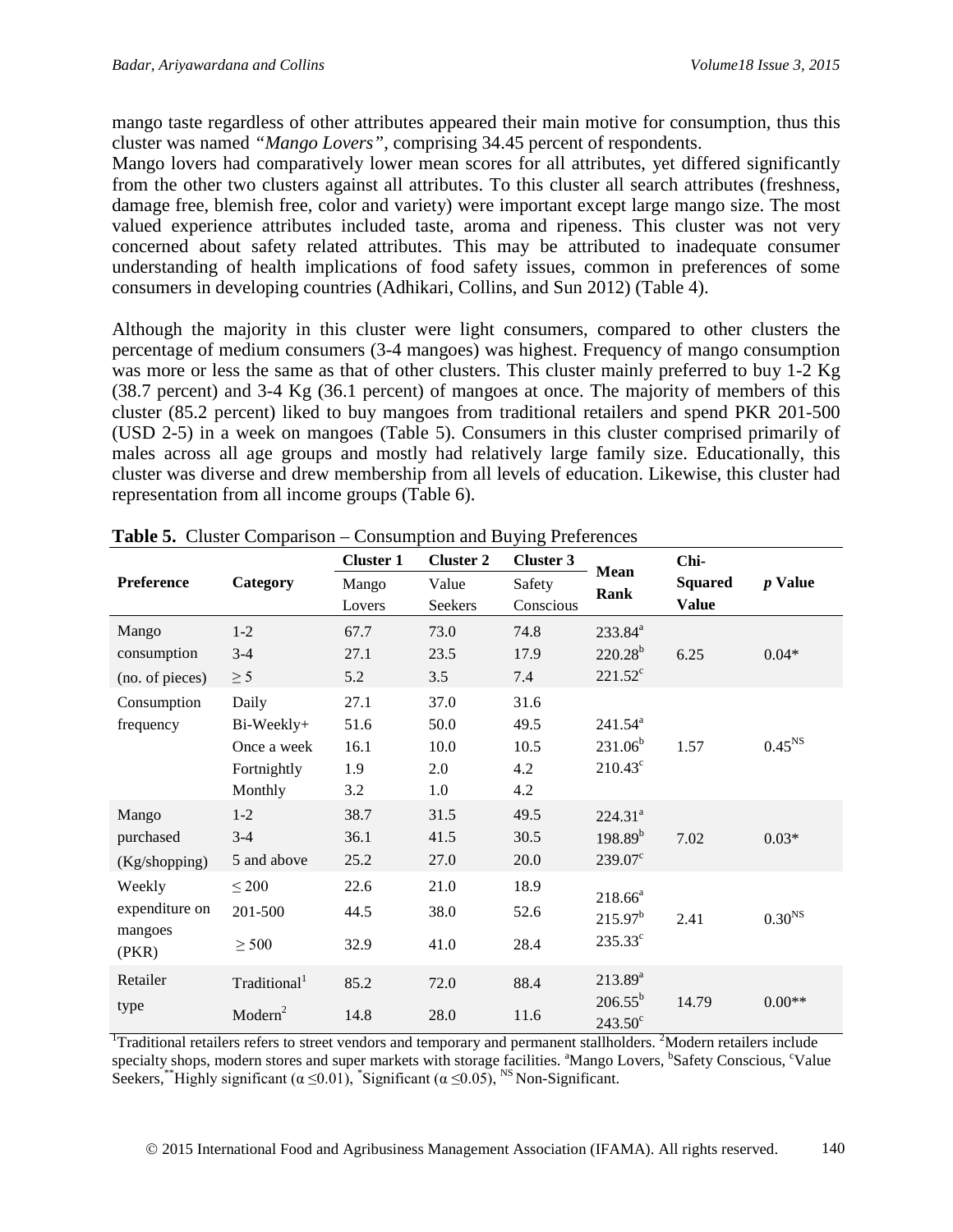mango taste regardless of other attributes appeared their main motive for consumption, thus this cluster was named *"Mango Lovers"*, comprising 34.45 percent of respondents.
Mango lovers had comparatively lower mean scores for all attributes, yet differed significantly from the other two clusters against all attributes. To this cluster all search attributes (freshness, damage free, blemish free, color and variety) were important except large mango size. The most valued experience attributes included taste, aroma and ripeness. This cluster was not very concerned about safety related attributes. This may be attributed to inadequate consumer understanding of health implications of food safety issues, common in preferences of some consumers in developing countries (Adhikari, Collins, and Sun 2012) (Table 4).

Although the majority in this cluster were light consumers, compared to other clusters the percentage of medium consumers (3-4 mangoes) was highest. Frequency of mango consumption was more or less the same as that of other clusters. This cluster mainly preferred to buy 1-2 Kg (38.7 percent) and 3-4 Kg (36.1 percent) of mangoes at once. The majority of members of this cluster (85.2 percent) liked to buy mangoes from traditional retailers and spend PKR 201-500 (USD 2-5) in a week on mangoes (Table 5). Consumers in this cluster comprised primarily of males across all age groups and mostly had relatively large family size. Educationally, this cluster was diverse and drew membership from all levels of education. Likewise, this cluster had representation from all income groups (Table 6).

**Table 5.** Cluster Comparison – Consumption and Buying Preferences

| Preference | Category | Cluster 1 Mango Lovers | Cluster 2 Value Seekers | Cluster 3 Safety Conscious | Mean Rank | Chi-Squared Value | *p* Value |
|---|---|---|---|---|---|---|---|
| Mango consumption (no. of pieces) | 1-2 | 67.7 | 73.0 | 74.8 | 233.84[a] | 6.25 | 0.04* |
| | 3-4 | 27.1 | 23.5 | 17.9 | 220.28[b] | | |
| | ≥ 5 | 5.2 | 3.5 | 7.4 | 221.52[c] | | |
| Consumption frequency | Daily | 27.1 | 37.0 | 31.6 | | | |
| | Bi-Weekly+ | 51.6 | 50.0 | 49.5 | 241.54[a] | 1.57 | 0.45[NS] |
| | Once a week | 16.1 | 10.0 | 10.5 | 231.06[b] | | |
| | Fortnightly | 1.9 | 2.0 | 4.2 | 210.43[c] | | |
| | Monthly | 3.2 | 1.0 | 4.2 | | | |
| Mango purchased (Kg/shopping) | 1-2 | 38.7 | 31.5 | 49.5 | 224.31[a] | 7.02 | 0.03* |
| | 3-4 | 36.1 | 41.5 | 30.5 | 198.89[b] | | |
| | 5 and above | 25.2 | 27.0 | 20.0 | 239.07[c] | | |
| Weekly expenditure on mangoes (PKR) | ≤ 200 | 22.6 | 21.0 | 18.9 | 218.66[a] | 2.41 | 0.30[NS] |
| | 201-500 | 44.5 | 38.0 | 52.6 | 215.97[b] | | |
| | ≥ 500 | 32.9 | 41.0 | 28.4 | 235.33[c] | | |
| Retailer type | Traditional[1] | 85.2 | 72.0 | 88.4 | 213.89[a] | 14.79 | 0.00** |
| | Modern[2] | 14.8 | 28.0 | 11.6 | 206.55[b] 243.50[c] | | |

[1]Traditional retailers refers to street vendors and temporary and permanent stallholders. [2]Modern retailers include specialty shops, modern stores and super markets with storage facilities. [a]Mango Lovers, [b]Safety Conscious, [c]Value Seekers, [**]Highly significant ($\alpha \leq 0.01$), [*]Significant ($\alpha \leq 0.05$), [NS] Non-Significant.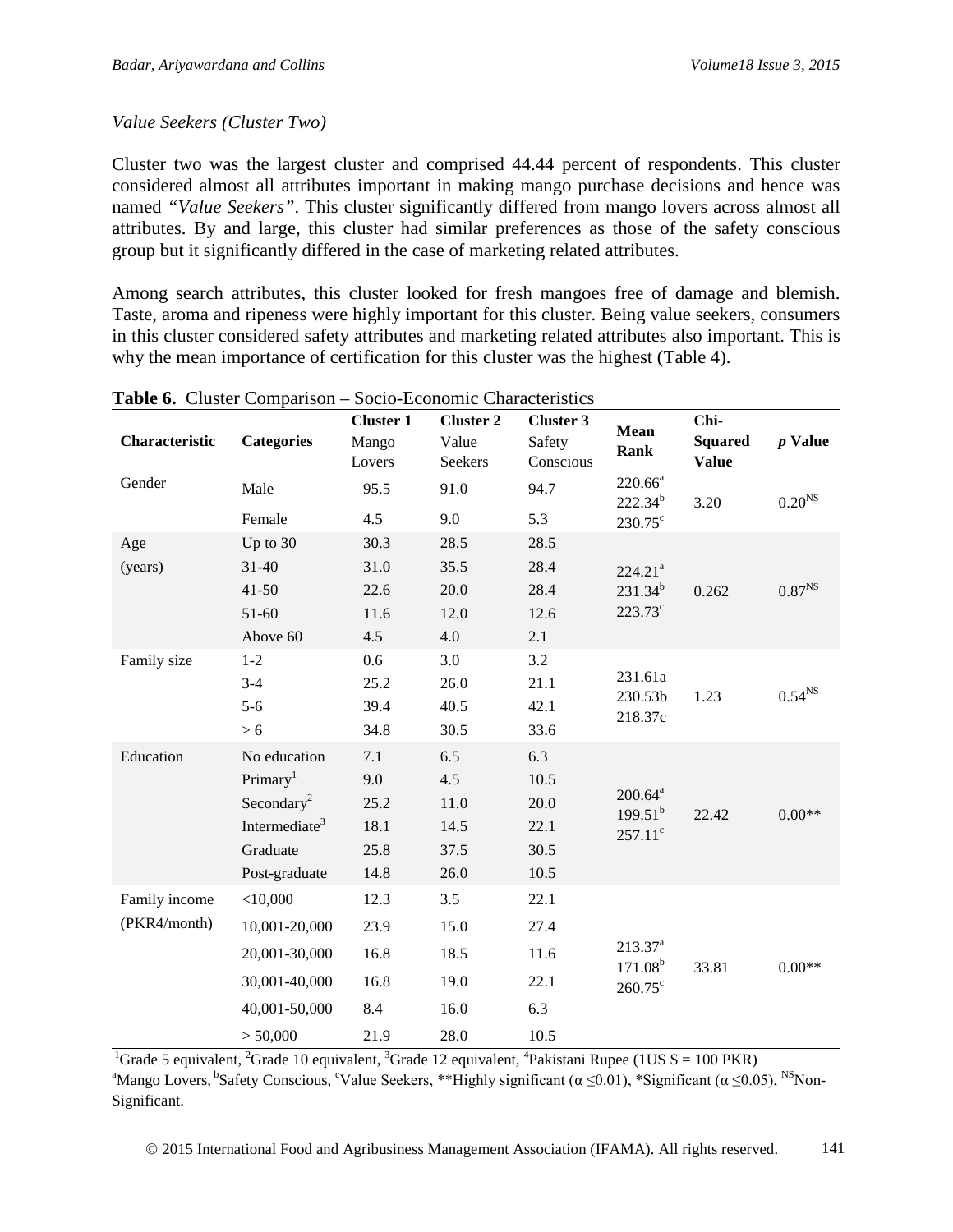*Value Seekers (Cluster Two)*

Cluster two was the largest cluster and comprised 44.44 percent of respondents. This cluster considered almost all attributes important in making mango purchase decisions and hence was named *"Value Seekers"*. This cluster significantly differed from mango lovers across almost all attributes. By and large, this cluster had similar preferences as those of the safety conscious group but it significantly differed in the case of marketing related attributes.

Among search attributes, this cluster looked for fresh mangoes free of damage and blemish. Taste, aroma and ripeness were highly important for this cluster. Being value seekers, consumers in this cluster considered safety attributes and marketing related attributes also important. This is why the mean importance of certification for this cluster was the highest (Table 4).

**Table 6.** Cluster Comparison – Socio-Economic Characteristics

| Characteristic | Categories | Cluster 1 Mango Lovers | Cluster 2 Value Seekers | Cluster 3 Safety Conscious | Mean Rank | Chi-Squared Value | *p* Value |
|---|---|---|---|---|---|---|---|
| Gender | Male | 95.5 | 91.0 | 94.7 | 220.66[a] 222.34[b] 230.75[c] | 3.20 | 0.20[NS] |
| | Female | 4.5 | 9.0 | 5.3 | | | |
| Age (years) | Up to 30 | 30.3 | 28.5 | 28.5 | 224.21[a] 231.34[b] 223.73[c] | 0.262 | 0.87[NS] |
| | 31-40 | 31.0 | 35.5 | 28.4 | | | |
| | 41-50 | 22.6 | 20.0 | 28.4 | | | |
| | 51-60 | 11.6 | 12.0 | 12.6 | | | |
| | Above 60 | 4.5 | 4.0 | 2.1 | | | |
| Family size | 1-2 | 0.6 | 3.0 | 3.2 | 231.61a 230.53b 218.37c | 1.23 | 0.54[NS] |
| | 3-4 | 25.2 | 26.0 | 21.1 | | | |
| | 5-6 | 39.4 | 40.5 | 42.1 | | | |
| | > 6 | 34.8 | 30.5 | 33.6 | | | |
| Education | No education | 7.1 | 6.5 | 6.3 | 200.64[a] 199.51[b] 257.11[c] | 22.42 | 0.00** |
| | Primary[1] | 9.0 | 4.5 | 10.5 | | | |
| | Secondary[2] | 25.2 | 11.0 | 20.0 | | | |
| | Intermediate[3] | 18.1 | 14.5 | 22.1 | | | |
| | Graduate | 25.8 | 37.5 | 30.5 | | | |
| | Post-graduate | 14.8 | 26.0 | 10.5 | | | |
| Family income (PKR4/month) | <10,000 | 12.3 | 3.5 | 22.1 | 213.37[a] 171.08[b] 260.75[c] | 33.81 | 0.00** |
| | 10,001-20,000 | 23.9 | 15.0 | 27.4 | | | |
| | 20,001-30,000 | 16.8 | 18.5 | 11.6 | | | |
| | 30,001-40,000 | 16.8 | 19.0 | 22.1 | | | |
| | 40,001-50,000 | 8.4 | 16.0 | 6.3 | | | |
| | > 50,000 | 21.9 | 28.0 | 10.5 | | | |

[1]Grade 5 equivalent, [2]Grade 10 equivalent, [3]Grade 12 equivalent, [4]Pakistani Rupee (1US $ = 100 PKR)
[a]Mango Lovers, [b]Safety Conscious, [c]Value Seekers, **Highly significant ($\alpha \leq 0.01$), *Significant ($\alpha \leq 0.05$), [NS]Non-Significant.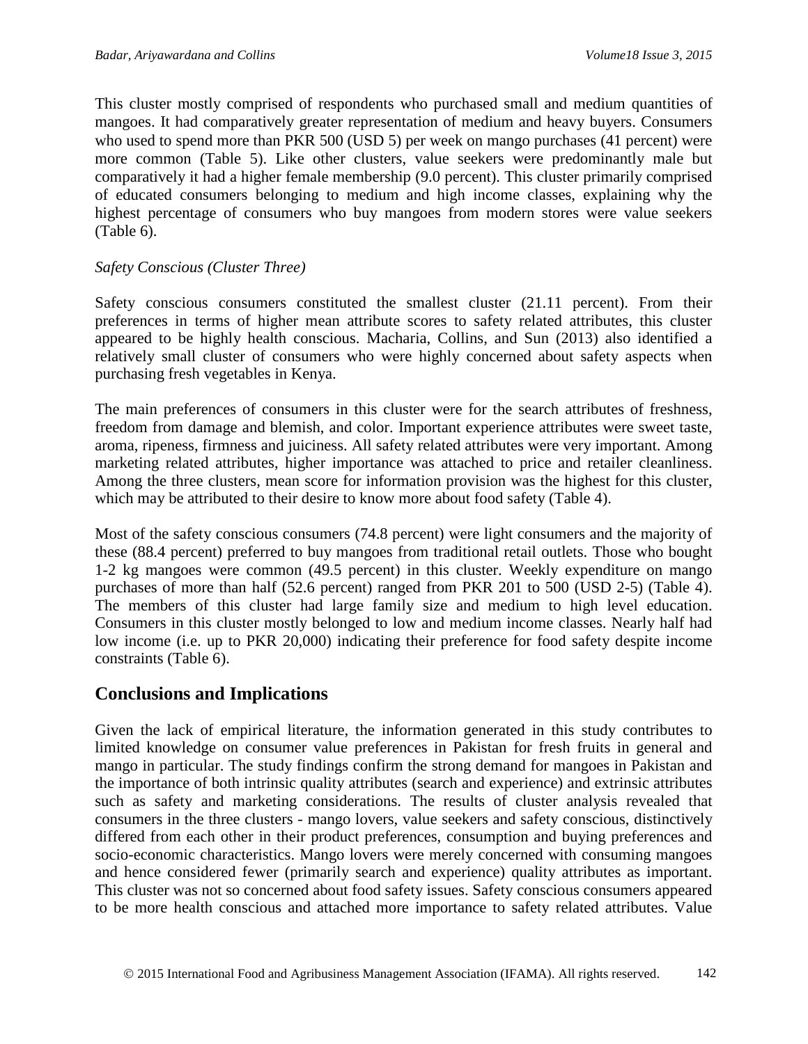This cluster mostly comprised of respondents who purchased small and medium quantities of mangoes. It had comparatively greater representation of medium and heavy buyers. Consumers who used to spend more than PKR 500 (USD 5) per week on mango purchases (41 percent) were more common (Table 5). Like other clusters, value seekers were predominantly male but comparatively it had a higher female membership (9.0 percent). This cluster primarily comprised of educated consumers belonging to medium and high income classes, explaining why the highest percentage of consumers who buy mangoes from modern stores were value seekers (Table 6).

*Safety Conscious (Cluster Three)*

Safety conscious consumers constituted the smallest cluster (21.11 percent). From their preferences in terms of higher mean attribute scores to safety related attributes, this cluster appeared to be highly health conscious. Macharia, Collins, and Sun (2013) also identified a relatively small cluster of consumers who were highly concerned about safety aspects when purchasing fresh vegetables in Kenya.

The main preferences of consumers in this cluster were for the search attributes of freshness, freedom from damage and blemish, and color. Important experience attributes were sweet taste, aroma, ripeness, firmness and juiciness. All safety related attributes were very important. Among marketing related attributes, higher importance was attached to price and retailer cleanliness. Among the three clusters, mean score for information provision was the highest for this cluster, which may be attributed to their desire to know more about food safety (Table 4).

Most of the safety conscious consumers (74.8 percent) were light consumers and the majority of these (88.4 percent) preferred to buy mangoes from traditional retail outlets. Those who bought 1-2 kg mangoes were common (49.5 percent) in this cluster. Weekly expenditure on mango purchases of more than half (52.6 percent) ranged from PKR 201 to 500 (USD 2-5) (Table 4). The members of this cluster had large family size and medium to high level education. Consumers in this cluster mostly belonged to low and medium income classes. Nearly half had low income (i.e. up to PKR 20,000) indicating their preference for food safety despite income constraints (Table 6).

## Conclusions and Implications

Given the lack of empirical literature, the information generated in this study contributes to limited knowledge on consumer value preferences in Pakistan for fresh fruits in general and mango in particular. The study findings confirm the strong demand for mangoes in Pakistan and the importance of both intrinsic quality attributes (search and experience) and extrinsic attributes such as safety and marketing considerations. The results of cluster analysis revealed that consumers in the three clusters - mango lovers, value seekers and safety conscious, distinctively differed from each other in their product preferences, consumption and buying preferences and socio-economic characteristics. Mango lovers were merely concerned with consuming mangoes and hence considered fewer (primarily search and experience) quality attributes as important. This cluster was not so concerned about food safety issues. Safety conscious consumers appeared to be more health conscious and attached more importance to safety related attributes. Value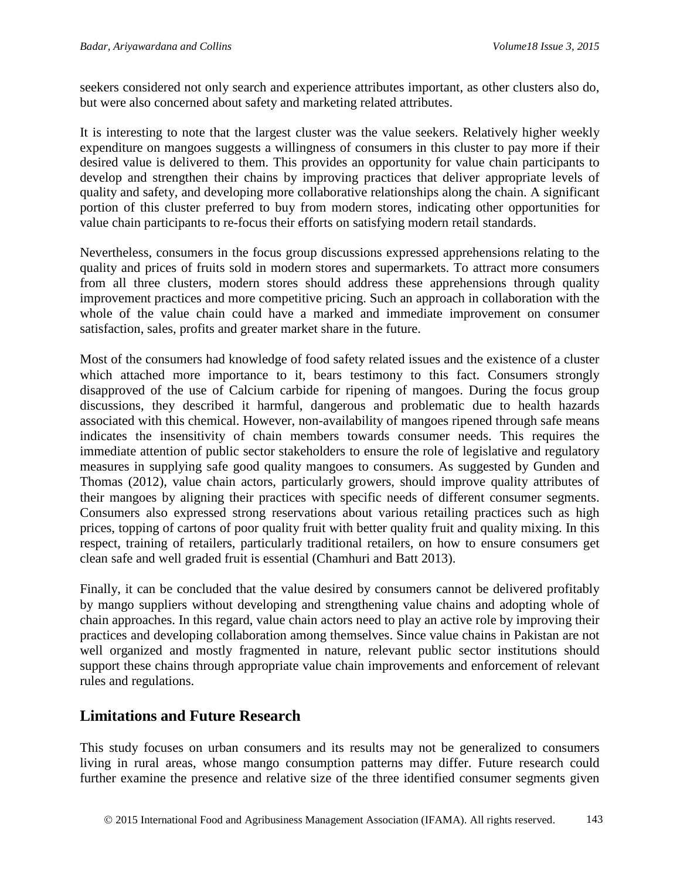seekers considered not only search and experience attributes important, as other clusters also do, but were also concerned about safety and marketing related attributes.

It is interesting to note that the largest cluster was the value seekers. Relatively higher weekly expenditure on mangoes suggests a willingness of consumers in this cluster to pay more if their desired value is delivered to them. This provides an opportunity for value chain participants to develop and strengthen their chains by improving practices that deliver appropriate levels of quality and safety, and developing more collaborative relationships along the chain. A significant portion of this cluster preferred to buy from modern stores, indicating other opportunities for value chain participants to re-focus their efforts on satisfying modern retail standards.

Nevertheless, consumers in the focus group discussions expressed apprehensions relating to the quality and prices of fruits sold in modern stores and supermarkets. To attract more consumers from all three clusters, modern stores should address these apprehensions through quality improvement practices and more competitive pricing. Such an approach in collaboration with the whole of the value chain could have a marked and immediate improvement on consumer satisfaction, sales, profits and greater market share in the future.

Most of the consumers had knowledge of food safety related issues and the existence of a cluster which attached more importance to it, bears testimony to this fact. Consumers strongly disapproved of the use of Calcium carbide for ripening of mangoes. During the focus group discussions, they described it harmful, dangerous and problematic due to health hazards associated with this chemical. However, non-availability of mangoes ripened through safe means indicates the insensitivity of chain members towards consumer needs. This requires the immediate attention of public sector stakeholders to ensure the role of legislative and regulatory measures in supplying safe good quality mangoes to consumers. As suggested by Gunden and Thomas (2012), value chain actors, particularly growers, should improve quality attributes of their mangoes by aligning their practices with specific needs of different consumer segments. Consumers also expressed strong reservations about various retailing practices such as high prices, topping of cartons of poor quality fruit with better quality fruit and quality mixing. In this respect, training of retailers, particularly traditional retailers, on how to ensure consumers get clean safe and well graded fruit is essential (Chamhuri and Batt 2013).

Finally, it can be concluded that the value desired by consumers cannot be delivered profitably by mango suppliers without developing and strengthening value chains and adopting whole of chain approaches. In this regard, value chain actors need to play an active role by improving their practices and developing collaboration among themselves. Since value chains in Pakistan are not well organized and mostly fragmented in nature, relevant public sector institutions should support these chains through appropriate value chain improvements and enforcement of relevant rules and regulations.

## Limitations and Future Research

This study focuses on urban consumers and its results may not be generalized to consumers living in rural areas, whose mango consumption patterns may differ. Future research could further examine the presence and relative size of the three identified consumer segments given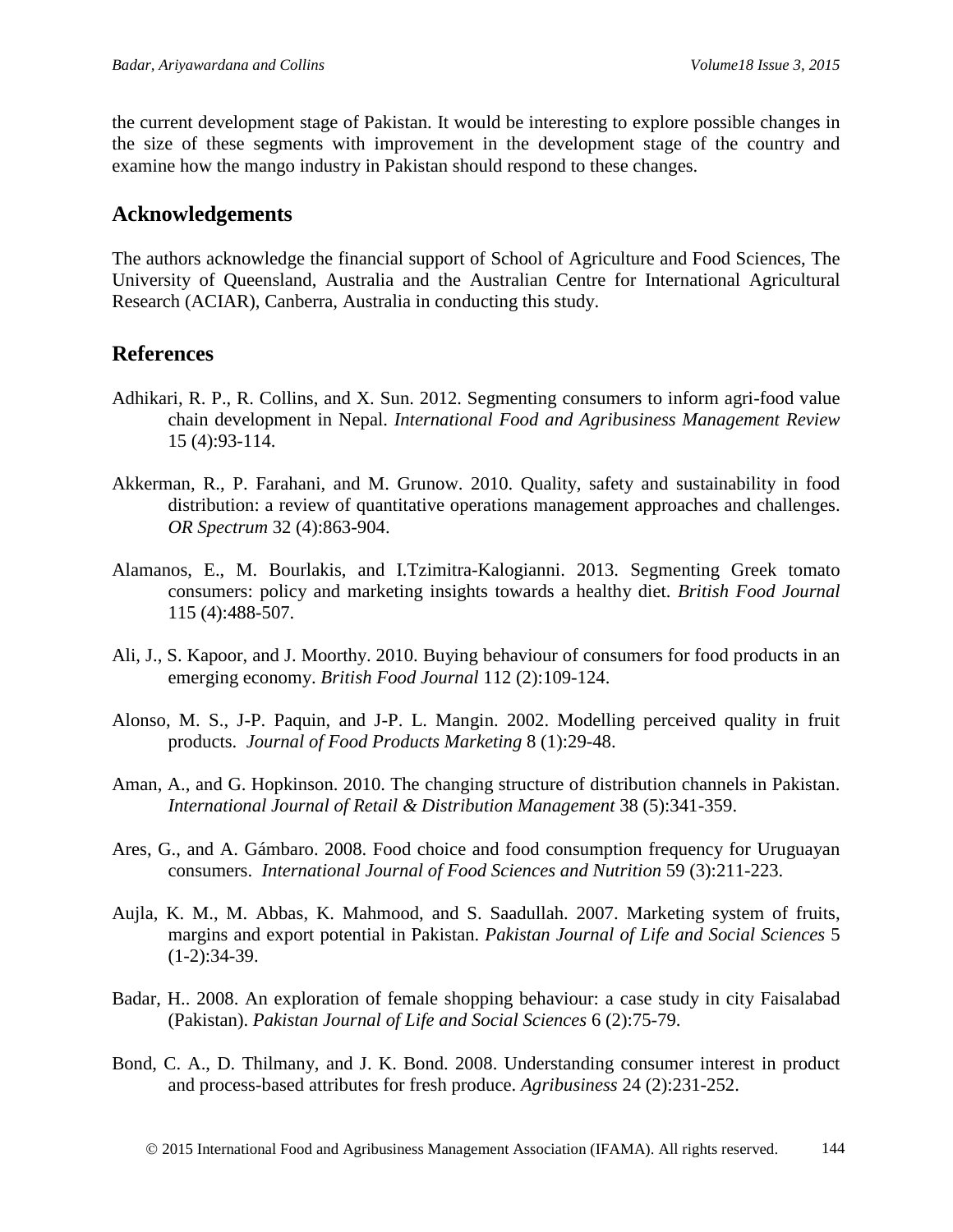the current development stage of Pakistan. It would be interesting to explore possible changes in the size of these segments with improvement in the development stage of the country and examine how the mango industry in Pakistan should respond to these changes.

## Acknowledgements

The authors acknowledge the financial support of School of Agriculture and Food Sciences, The University of Queensland, Australia and the Australian Centre for International Agricultural Research (ACIAR), Canberra, Australia in conducting this study.

## References

Adhikari, R. P., R. Collins, and X. Sun. 2012. Segmenting consumers to inform agri-food value chain development in Nepal. *International Food and Agribusiness Management Review* 15 (4):93-114.

Akkerman, R., P. Farahani, and M. Grunow. 2010. Quality, safety and sustainability in food distribution: a review of quantitative operations management approaches and challenges. *OR Spectrum* 32 (4):863-904.

Alamanos, E., M. Bourlakis, and I.Tzimitra-Kalogianni. 2013. Segmenting Greek tomato consumers: policy and marketing insights towards a healthy diet. *British Food Journal* 115 (4):488-507.

Ali, J., S. Kapoor, and J. Moorthy. 2010. Buying behaviour of consumers for food products in an emerging economy. *British Food Journal* 112 (2):109-124.

Alonso, M. S., J-P. Paquin, and J-P. L. Mangin. 2002. Modelling perceived quality in fruit products. *Journal of Food Products Marketing* 8 (1):29-48.

Aman, A., and G. Hopkinson. 2010. The changing structure of distribution channels in Pakistan. *International Journal of Retail & Distribution Management* 38 (5):341-359.

Ares, G., and A. Gámbaro. 2008. Food choice and food consumption frequency for Uruguayan consumers. *International Journal of Food Sciences and Nutrition* 59 (3):211-223.

Aujla, K. M., M. Abbas, K. Mahmood, and S. Saadullah. 2007. Marketing system of fruits, margins and export potential in Pakistan. *Pakistan Journal of Life and Social Sciences* 5 (1-2):34-39.

Badar, H.. 2008. An exploration of female shopping behaviour: a case study in city Faisalabad (Pakistan). *Pakistan Journal of Life and Social Sciences* 6 (2):75-79.

Bond, C. A., D. Thilmany, and J. K. Bond. 2008. Understanding consumer interest in product and process-based attributes for fresh produce. *Agribusiness* 24 (2):231-252.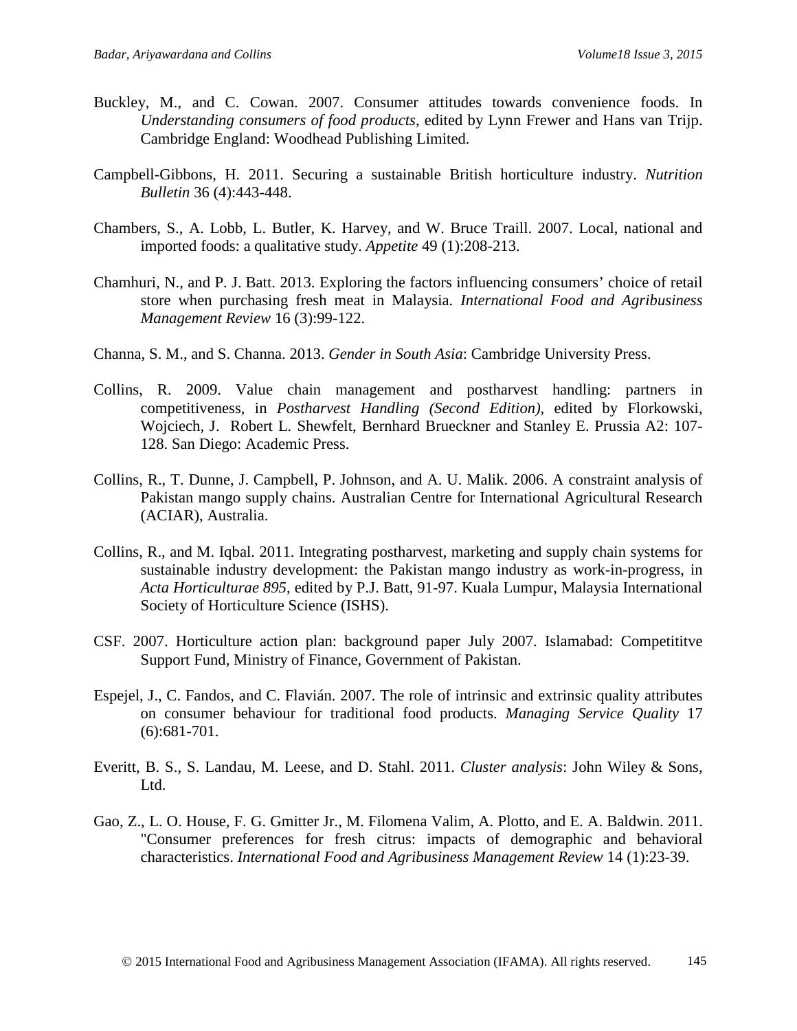Buckley, M., and C. Cowan. 2007. Consumer attitudes towards convenience foods. In *Understanding consumers of food products*, edited by Lynn Frewer and Hans van Trijp. Cambridge England: Woodhead Publishing Limited.

Campbell-Gibbons, H. 2011. Securing a sustainable British horticulture industry. *Nutrition Bulletin* 36 (4):443-448.

Chambers, S., A. Lobb, L. Butler, K. Harvey, and W. Bruce Traill. 2007. Local, national and imported foods: a qualitative study. *Appetite* 49 (1):208-213.

Chamhuri, N., and P. J. Batt. 2013. Exploring the factors influencing consumers' choice of retail store when purchasing fresh meat in Malaysia. *International Food and Agribusiness Management Review* 16 (3):99-122.

Channa, S. M., and S. Channa. 2013. *Gender in South Asia*: Cambridge University Press.

Collins, R. 2009. Value chain management and postharvest handling: partners in competitiveness, in *Postharvest Handling (Second Edition)*, edited by Florkowski, Wojciech, J. Robert L. Shewfelt, Bernhard Brueckner and Stanley E. Prussia A2: 107-128. San Diego: Academic Press.

Collins, R., T. Dunne, J. Campbell, P. Johnson, and A. U. Malik. 2006. A constraint analysis of Pakistan mango supply chains. Australian Centre for International Agricultural Research (ACIAR), Australia.

Collins, R., and M. Iqbal. 2011. Integrating postharvest, marketing and supply chain systems for sustainable industry development: the Pakistan mango industry as work-in-progress, in *Acta Horticulturae 895*, edited by P.J. Batt, 91-97. Kuala Lumpur, Malaysia International Society of Horticulture Science (ISHS).

CSF. 2007. Horticulture action plan: background paper July 2007. Islamabad: Competititve Support Fund, Ministry of Finance, Government of Pakistan.

Espejel, J., C. Fandos, and C. Flavián. 2007. The role of intrinsic and extrinsic quality attributes on consumer behaviour for traditional food products. *Managing Service Quality* 17 (6):681-701.

Everitt, B. S., S. Landau, M. Leese, and D. Stahl. 2011. *Cluster analysis*: John Wiley & Sons, Ltd.

Gao, Z., L. O. House, F. G. Gmitter Jr., M. Filomena Valim, A. Plotto, and E. A. Baldwin. 2011. "Consumer preferences for fresh citrus: impacts of demographic and behavioral characteristics. *International Food and Agribusiness Management Review* 14 (1):23-39.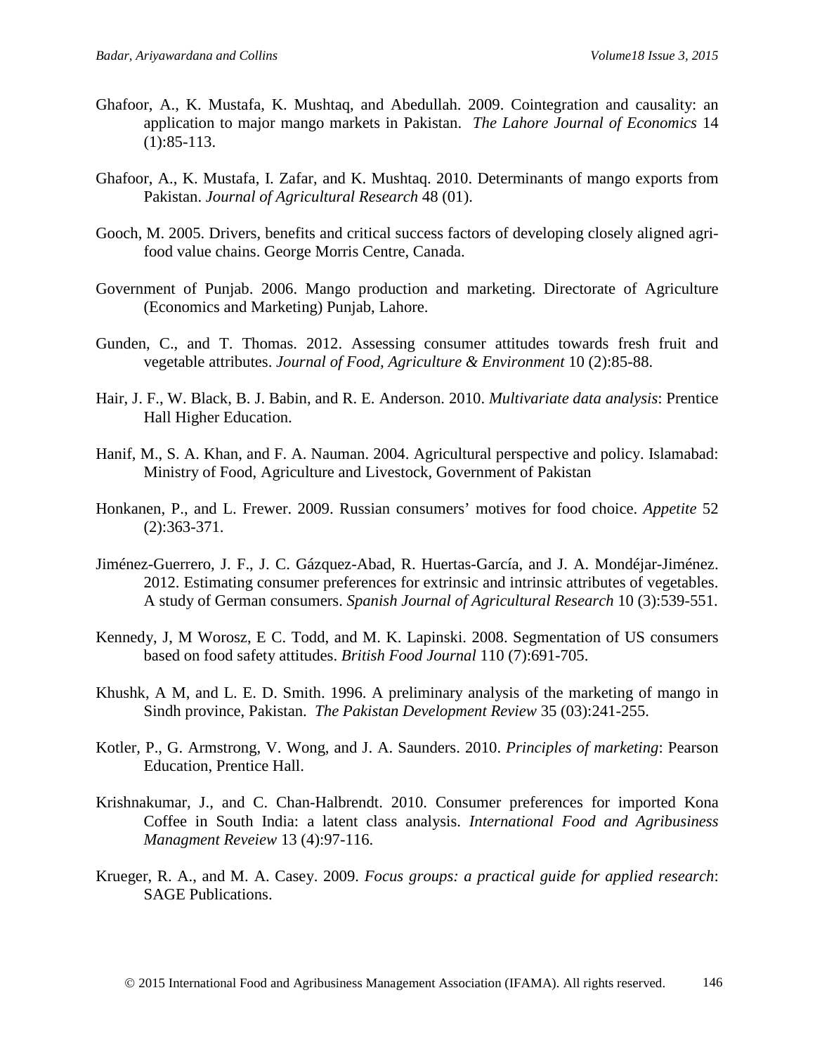Ghafoor, A., K. Mustafa, K. Mushtaq, and Abedullah. 2009. Cointegration and causality: an application to major mango markets in Pakistan. *The Lahore Journal of Economics* 14 (1):85-113.

Ghafoor, A., K. Mustafa, I. Zafar, and K. Mushtaq. 2010. Determinants of mango exports from Pakistan. *Journal of Agricultural Research* 48 (01).

Gooch, M. 2005. Drivers, benefits and critical success factors of developing closely aligned agri-food value chains. George Morris Centre, Canada.

Government of Punjab. 2006. Mango production and marketing. Directorate of Agriculture (Economics and Marketing) Punjab, Lahore.

Gunden, C., and T. Thomas. 2012. Assessing consumer attitudes towards fresh fruit and vegetable attributes. *Journal of Food, Agriculture & Environment* 10 (2):85-88.

Hair, J. F., W. Black, B. J. Babin, and R. E. Anderson. 2010. *Multivariate data analysis*: Prentice Hall Higher Education.

Hanif, M., S. A. Khan, and F. A. Nauman. 2004. Agricultural perspective and policy. Islamabad: Ministry of Food, Agriculture and Livestock, Government of Pakistan

Honkanen, P., and L. Frewer. 2009. Russian consumers' motives for food choice. *Appetite* 52 (2):363-371.

Jiménez-Guerrero, J. F., J. C. Gázquez-Abad, R. Huertas-García, and J. A. Mondéjar-Jiménez. 2012. Estimating consumer preferences for extrinsic and intrinsic attributes of vegetables. A study of German consumers. *Spanish Journal of Agricultural Research* 10 (3):539-551.

Kennedy, J, M Worosz, E C. Todd, and M. K. Lapinski. 2008. Segmentation of US consumers based on food safety attitudes. *British Food Journal* 110 (7):691-705.

Khushk, A M, and L. E. D. Smith. 1996. A preliminary analysis of the marketing of mango in Sindh province, Pakistan. *The Pakistan Development Review* 35 (03):241-255.

Kotler, P., G. Armstrong, V. Wong, and J. A. Saunders. 2010. *Principles of marketing*: Pearson Education, Prentice Hall.

Krishnakumar, J., and C. Chan-Halbrendt. 2010. Consumer preferences for imported Kona Coffee in South India: a latent class analysis. *International Food and Agribusiness Managment Reveiew* 13 (4):97-116.

Krueger, R. A., and M. A. Casey. 2009. *Focus groups: a practical guide for applied research*: SAGE Publications.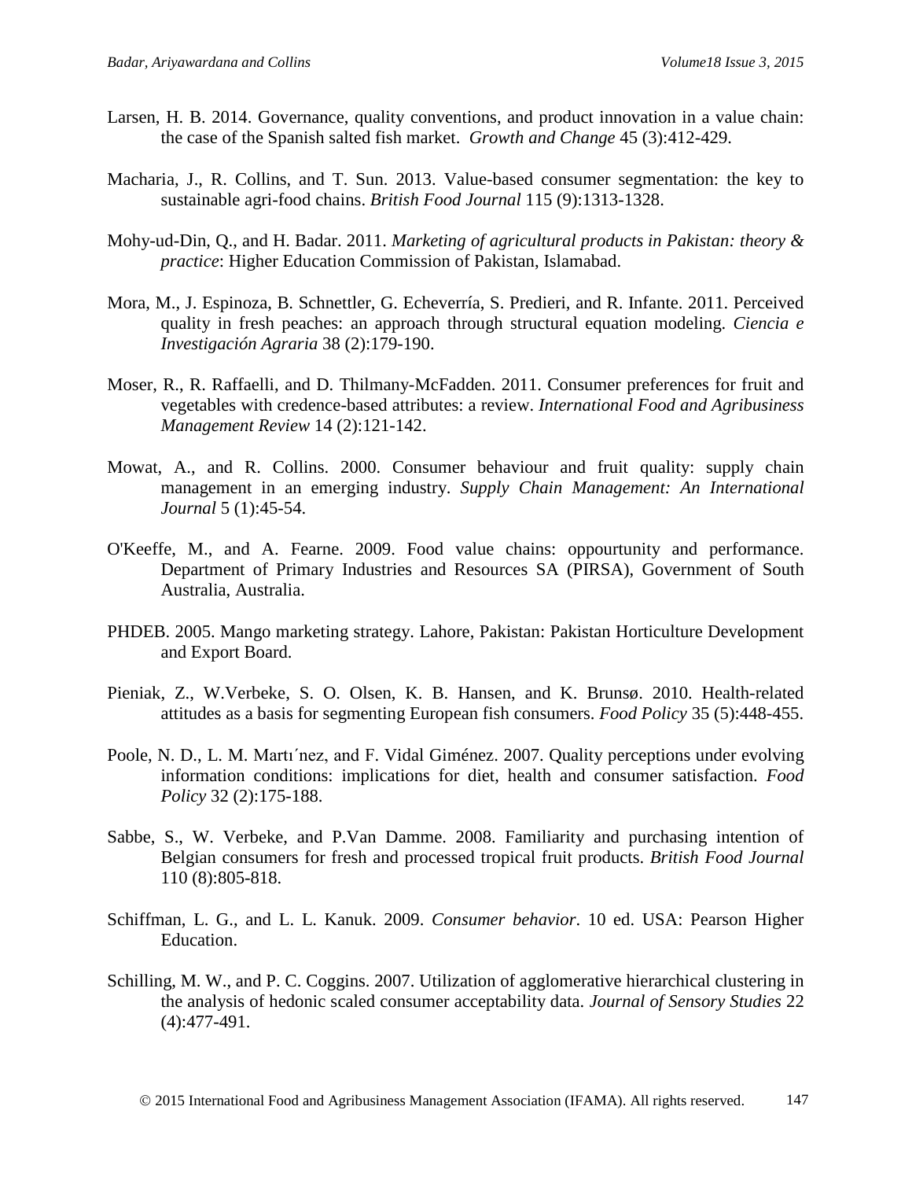Larsen, H. B. 2014. Governance, quality conventions, and product innovation in a value chain: the case of the Spanish salted fish market. *Growth and Change* 45 (3):412-429.

Macharia, J., R. Collins, and T. Sun. 2013. Value-based consumer segmentation: the key to sustainable agri-food chains. *British Food Journal* 115 (9):1313-1328.

Mohy-ud-Din, Q., and H. Badar. 2011. *Marketing of agricultural products in Pakistan: theory & practice*: Higher Education Commission of Pakistan, Islamabad.

Mora, M., J. Espinoza, B. Schnettler, G. Echeverría, S. Predieri, and R. Infante. 2011. Perceived quality in fresh peaches: an approach through structural equation modeling. *Ciencia e Investigación Agraria* 38 (2):179-190.

Moser, R., R. Raffaelli, and D. Thilmany-McFadden. 2011. Consumer preferences for fruit and vegetables with credence-based attributes: a review. *International Food and Agribusiness Management Review* 14 (2):121-142.

Mowat, A., and R. Collins. 2000. Consumer behaviour and fruit quality: supply chain management in an emerging industry. *Supply Chain Management: An International Journal* 5 (1):45-54.

O'Keeffe, M., and A. Fearne. 2009. Food value chains: oppourtunity and performance. Department of Primary Industries and Resources SA (PIRSA), Government of South Australia, Australia.

PHDEB. 2005. Mango marketing strategy. Lahore, Pakistan: Pakistan Horticulture Development and Export Board.

Pieniak, Z., W.Verbeke, S. O. Olsen, K. B. Hansen, and K. Brunsø. 2010. Health-related attitudes as a basis for segmenting European fish consumers. *Food Policy* 35 (5):448-455.

Poole, N. D., L. M. Martı´nez, and F. Vidal Giménez. 2007. Quality perceptions under evolving information conditions: implications for diet, health and consumer satisfaction. *Food Policy* 32 (2):175-188.

Sabbe, S., W. Verbeke, and P.Van Damme. 2008. Familiarity and purchasing intention of Belgian consumers for fresh and processed tropical fruit products. *British Food Journal* 110 (8):805-818.

Schiffman, L. G., and L. L. Kanuk. 2009. *Consumer behavior*. 10 ed. USA: Pearson Higher Education.

Schilling, M. W., and P. C. Coggins. 2007. Utilization of agglomerative hierarchical clustering in the analysis of hedonic scaled consumer acceptability data. *Journal of Sensory Studies* 22 (4):477-491.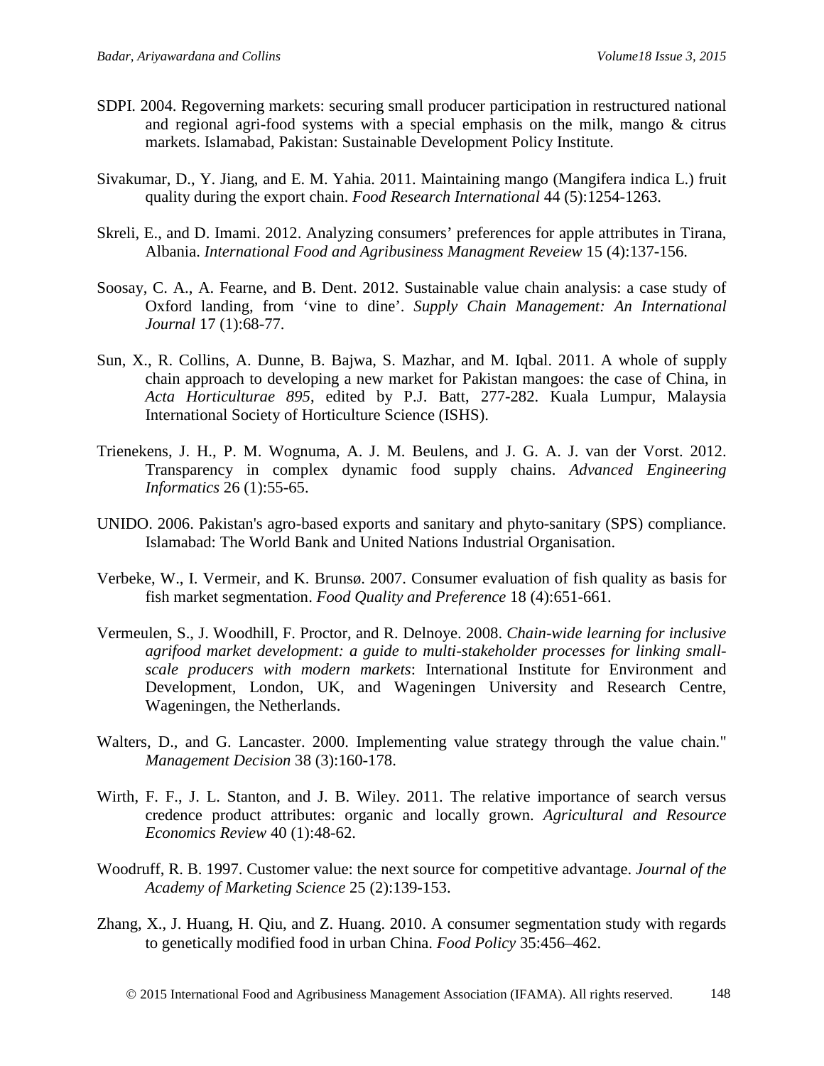SDPI. 2004. Regoverning markets: securing small producer participation in restructured national and regional agri-food systems with a special emphasis on the milk, mango & citrus markets. Islamabad, Pakistan: Sustainable Development Policy Institute.

Sivakumar, D., Y. Jiang, and E. M. Yahia. 2011. Maintaining mango (Mangifera indica L.) fruit quality during the export chain. *Food Research International* 44 (5):1254-1263.

Skreli, E., and D. Imami. 2012. Analyzing consumers' preferences for apple attributes in Tirana, Albania. *International Food and Agribusiness Managment Reveiew* 15 (4):137-156.

Soosay, C. A., A. Fearne, and B. Dent. 2012. Sustainable value chain analysis: a case study of Oxford landing, from 'vine to dine'. *Supply Chain Management: An International Journal* 17 (1):68-77.

Sun, X., R. Collins, A. Dunne, B. Bajwa, S. Mazhar, and M. Iqbal. 2011. A whole of supply chain approach to developing a new market for Pakistan mangoes: the case of China, in *Acta Horticulturae 895*, edited by P.J. Batt, 277-282. Kuala Lumpur, Malaysia International Society of Horticulture Science (ISHS).

Trienekens, J. H., P. M. Wognuma, A. J. M. Beulens, and J. G. A. J. van der Vorst. 2012. Transparency in complex dynamic food supply chains. *Advanced Engineering Informatics* 26 (1):55-65.

UNIDO. 2006. Pakistan's agro-based exports and sanitary and phyto-sanitary (SPS) compliance. Islamabad: The World Bank and United Nations Industrial Organisation.

Verbeke, W., I. Vermeir, and K. Brunsø. 2007. Consumer evaluation of fish quality as basis for fish market segmentation. *Food Quality and Preference* 18 (4):651-661.

Vermeulen, S., J. Woodhill, F. Proctor, and R. Delnoye. 2008. *Chain-wide learning for inclusive agrifood market development: a guide to multi-stakeholder processes for linking small-scale producers with modern markets*: International Institute for Environment and Development, London, UK, and Wageningen University and Research Centre, Wageningen, the Netherlands.

Walters, D., and G. Lancaster. 2000. Implementing value strategy through the value chain." *Management Decision* 38 (3):160-178.

Wirth, F. F., J. L. Stanton, and J. B. Wiley. 2011. The relative importance of search versus credence product attributes: organic and locally grown. *Agricultural and Resource Economics Review* 40 (1):48-62.

Woodruff, R. B. 1997. Customer value: the next source for competitive advantage. *Journal of the Academy of Marketing Science* 25 (2):139-153.

Zhang, X., J. Huang, H. Qiu, and Z. Huang. 2010. A consumer segmentation study with regards to genetically modified food in urban China. *Food Policy* 35:456–462.